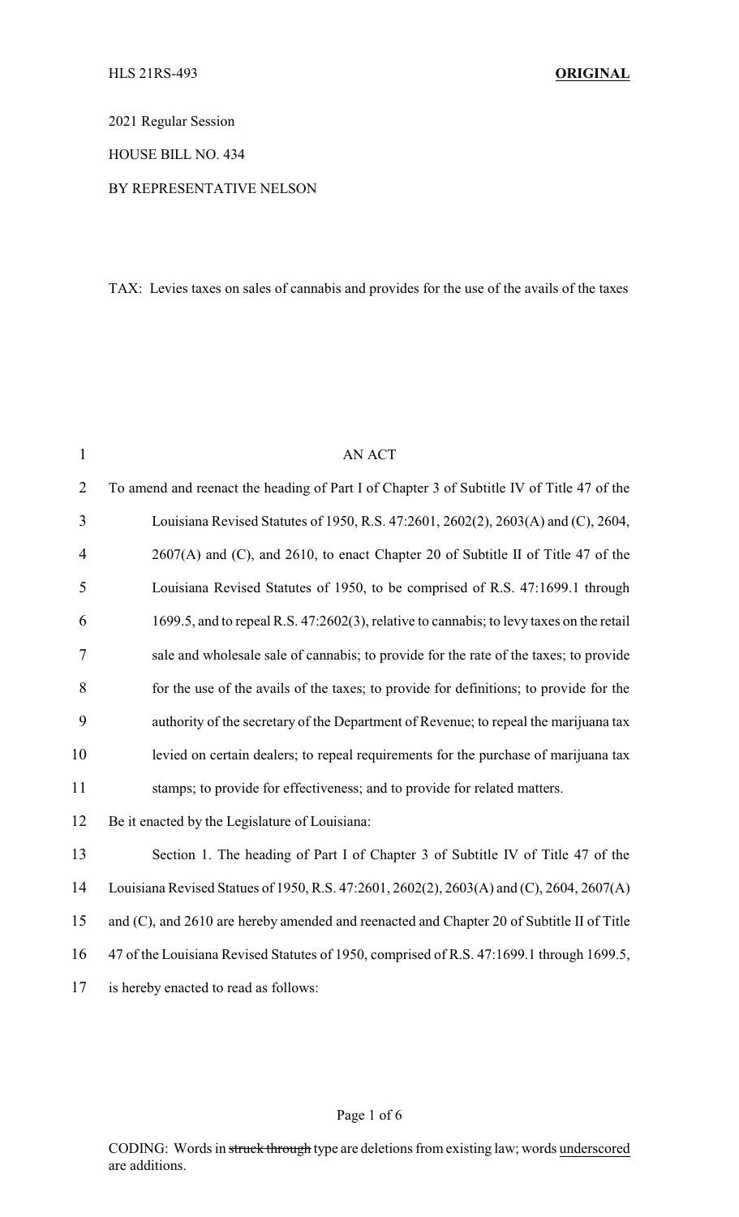HLS 21RS-493 **ORIGINAL**

2021 Regular Session

HOUSE BILL NO. 434

BY REPRESENTATIVE NELSON

TAX: Levies taxes on sales of cannabis and provides for the use of the avails of the taxes

AN ACT

To amend and reenact the heading of Part I of Chapter 3 of Subtitle IV of Title 47 of the Louisiana Revised Statutes of 1950, R.S. 47:2601, 2602(2), 2603(A) and (C), 2604, 2607(A) and (C), and 2610, to enact Chapter 20 of Subtitle II of Title 47 of the Louisiana Revised Statutes of 1950, to be comprised of R.S. 47:1699.1 through 1699.5, and to repeal R.S. 47:2602(3), relative to cannabis; to levy taxes on the retail sale and wholesale sale of cannabis; to provide for the rate of the taxes; to provide for the use of the avails of the taxes; to provide for definitions; to provide for the authority of the secretary of the Department of Revenue; to repeal the marijuana tax levied on certain dealers; to repeal requirements for the purchase of marijuana tax stamps; to provide for effectiveness; and to provide for related matters.

Be it enacted by the Legislature of Louisiana:

Section 1. The heading of Part I of Chapter 3 of Subtitle IV of Title 47 of the Louisiana Revised Statues of 1950, R.S. 47:2601, 2602(2), 2603(A) and (C), 2604, 2607(A) and (C), and 2610 are hereby amended and reenacted and Chapter 20 of Subtitle II of Title 47 of the Louisiana Revised Statutes of 1950, comprised of R.S. 47:1699.1 through 1699.5, is hereby enacted to read as follows:

CODING: Words in ~~struck through~~ type are deletions from existing law; words underscored are additions.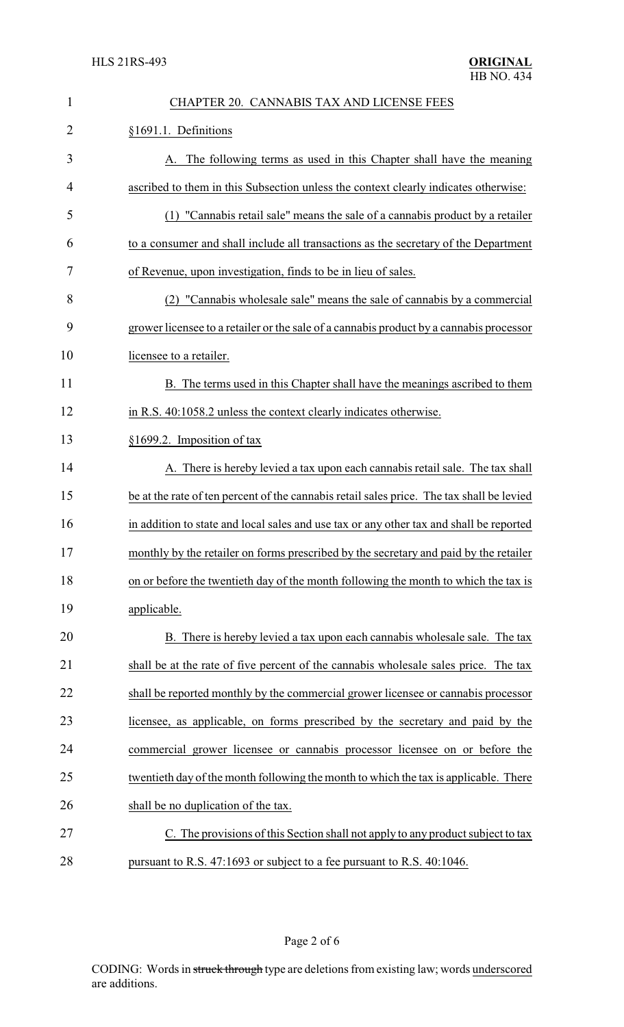CHAPTER 20. CANNABIS TAX AND LICENSE FEES

§1691.1. Definitions

A. The following terms as used in this Chapter shall have the meaning ascribed to them in this Subsection unless the context clearly indicates otherwise:

(1) "Cannabis retail sale" means the sale of a cannabis product by a retailer to a consumer and shall include all transactions as the secretary of the Department of Revenue, upon investigation, finds to be in lieu of sales.

(2) "Cannabis wholesale sale" means the sale of cannabis by a commercial grower licensee to a retailer or the sale of a cannabis product by a cannabis processor licensee to a retailer.

B. The terms used in this Chapter shall have the meanings ascribed to them in R.S. 40:1058.2 unless the context clearly indicates otherwise.

§1699.2. Imposition of tax

A. There is hereby levied a tax upon each cannabis retail sale. The tax shall be at the rate of ten percent of the cannabis retail sales price. The tax shall be levied in addition to state and local sales and use tax or any other tax and shall be reported monthly by the retailer on forms prescribed by the secretary and paid by the retailer on or before the twentieth day of the month following the month to which the tax is applicable.

B. There is hereby levied a tax upon each cannabis wholesale sale. The tax shall be at the rate of five percent of the cannabis wholesale sales price. The tax shall be reported monthly by the commercial grower licensee or cannabis processor licensee, as applicable, on forms prescribed by the secretary and paid by the commercial grower licensee or cannabis processor licensee on or before the twentieth day of the month following the month to which the tax is applicable. There shall be no duplication of the tax.

C. The provisions of this Section shall not apply to any product subject to tax pursuant to R.S. 47:1693 or subject to a fee pursuant to R.S. 40:1046.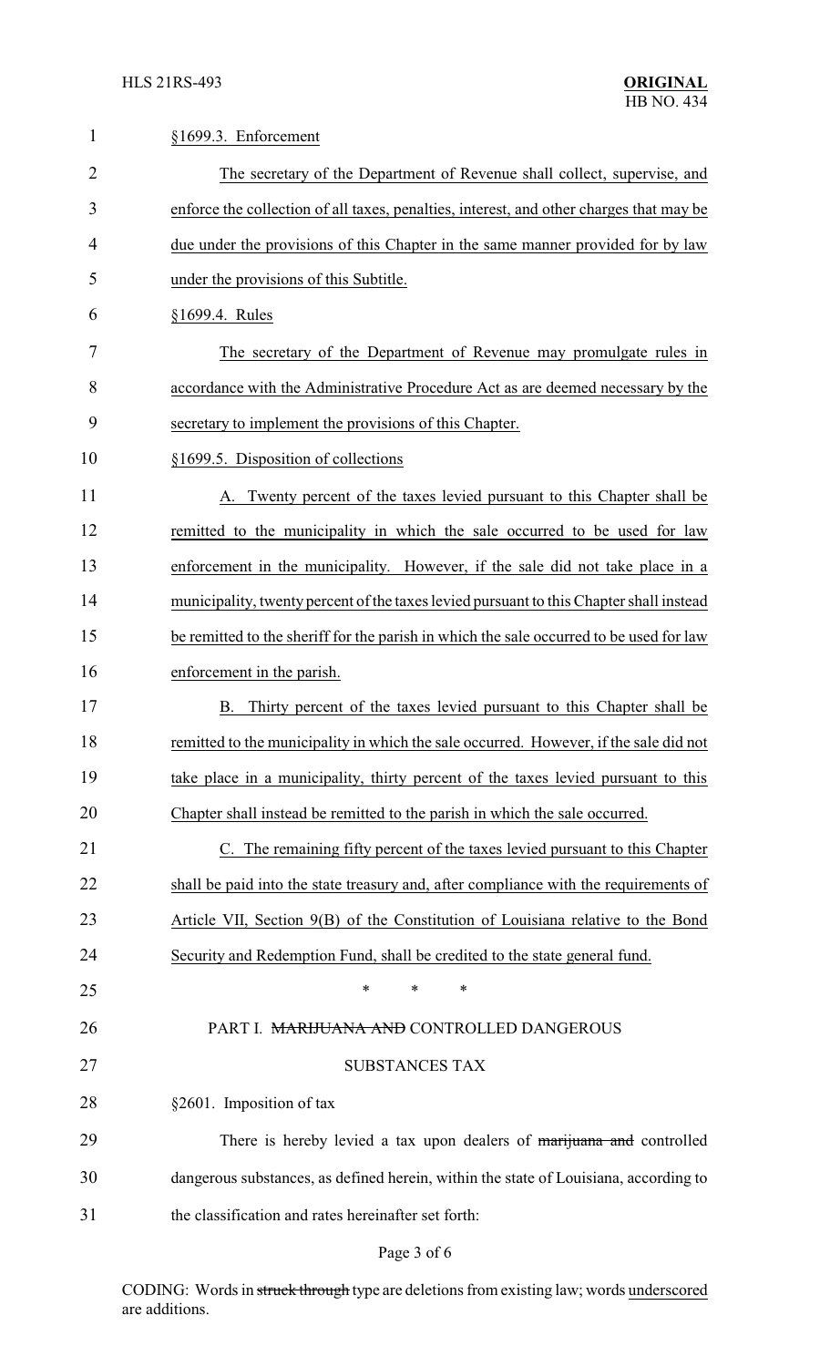§1699.3. Enforcement

The secretary of the Department of Revenue shall collect, supervise, and enforce the collection of all taxes, penalties, interest, and other charges that may be due under the provisions of this Chapter in the same manner provided for by law under the provisions of this Subtitle.

§1699.4. Rules

The secretary of the Department of Revenue may promulgate rules in accordance with the Administrative Procedure Act as are deemed necessary by the secretary to implement the provisions of this Chapter.

§1699.5. Disposition of collections

A. Twenty percent of the taxes levied pursuant to this Chapter shall be remitted to the municipality in which the sale occurred to be used for law enforcement in the municipality. However, if the sale did not take place in a municipality, twenty percent of the taxes levied pursuant to this Chapter shall instead be remitted to the sheriff for the parish in which the sale occurred to be used for law enforcement in the parish.

B. Thirty percent of the taxes levied pursuant to this Chapter shall be remitted to the municipality in which the sale occurred. However, if the sale did not take place in a municipality, thirty percent of the taxes levied pursuant to this Chapter shall instead be remitted to the parish in which the sale occurred.

C. The remaining fifty percent of the taxes levied pursuant to this Chapter shall be paid into the state treasury and, after compliance with the requirements of Article VII, Section 9(B) of the Constitution of Louisiana relative to the Bond Security and Redemption Fund, shall be credited to the state general fund.

\* \* \*

PART I. ~~MARIJUANA AND~~ CONTROLLED DANGEROUS SUBSTANCES TAX

§2601. Imposition of tax

There is hereby levied a tax upon dealers of ~~marijuana and~~ controlled dangerous substances, as defined herein, within the state of Louisiana, according to the classification and rates hereinafter set forth: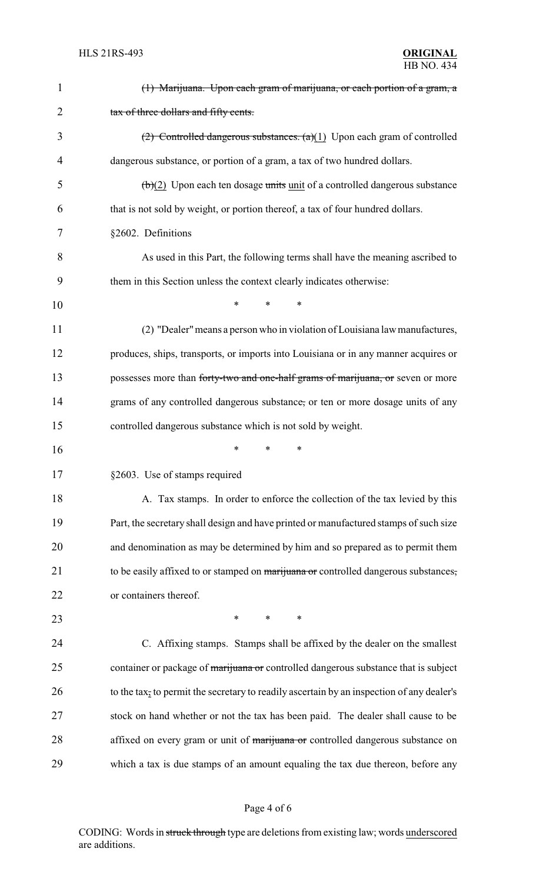1 ~~(1) Marijuana. Upon each gram of marijuana, or each portion of a gram, a~~
2 ~~tax of three dollars and fifty cents.~~
3 ~~(2) Controlled dangerous substances. (a)~~<u>(1)</u> Upon each gram of controlled
4 dangerous substance, or portion of a gram, a tax of two hundred dollars.
5 ~~(b)~~<u>(2)</u> Upon each ten dosage ~~units~~ <u>unit</u> of a controlled dangerous substance
6 that is not sold by weight, or portion thereof, a tax of four hundred dollars.
7 §2602. Definitions
8 As used in this Part, the following terms shall have the meaning ascribed to
9 them in this Section unless the context clearly indicates otherwise:
10 * * *
11 (2) "Dealer" means a person who in violation of Louisiana law manufactures,
12 produces, ships, transports, or imports into Louisiana or in any manner acquires or
13 possesses more than ~~forty-two and one-half grams of marijuana, or~~ seven or more
14 grams of any controlled dangerous substance~~,~~ or ten or more dosage units of any
15 controlled dangerous substance which is not sold by weight.
16 * * *
17 §2603. Use of stamps required
18 A. Tax stamps. In order to enforce the collection of the tax levied by this
19 Part, the secretary shall design and have printed or manufactured stamps of such size
20 and denomination as may be determined by him and so prepared as to permit them
21 to be easily affixed to or stamped on ~~marijuana or~~ controlled dangerous substances~~,~~
22 or containers thereof.
23 * * *
24 C. Affixing stamps. Stamps shall be affixed by the dealer on the smallest
25 container or package of ~~marijuana or~~ controlled dangerous substance that is subject
26 to the tax~~,~~ to permit the secretary to readily ascertain by an inspection of any dealer's
27 stock on hand whether or not the tax has been paid. The dealer shall cause to be
28 affixed on every gram or unit of ~~marijuana or~~ controlled dangerous substance on
29 which a tax is due stamps of an amount equaling the tax due thereon, before any

CODING: Words in ~~struck through~~ type are deletions from existing law; words <u>underscored</u> are additions.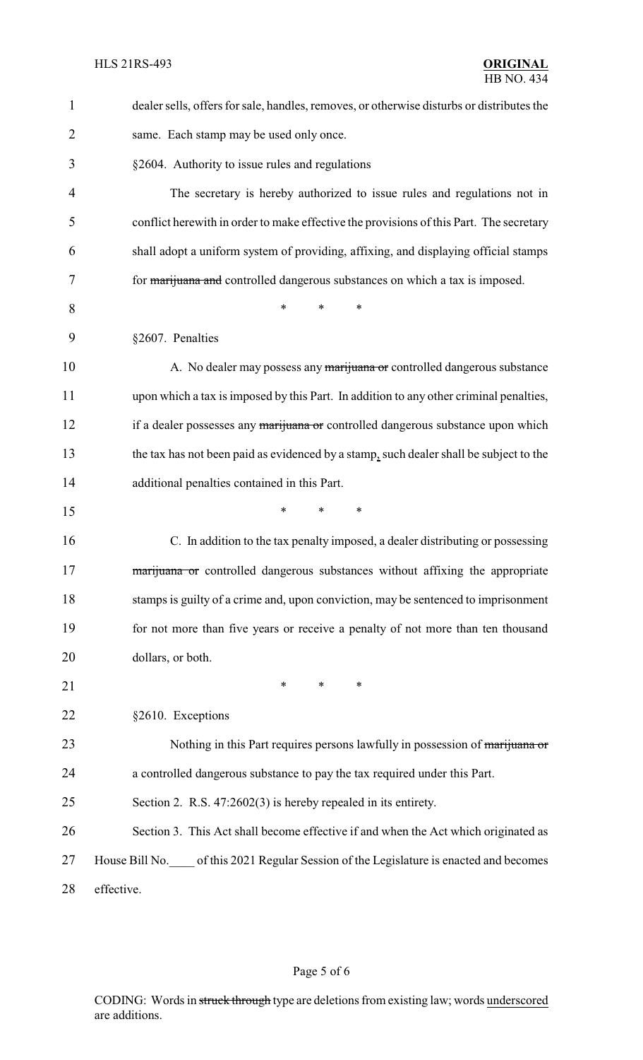dealer sells, offers for sale, handles, removes, or otherwise disturbs or distributes the same. Each stamp may be used only once.

§2604. Authority to issue rules and regulations

The secretary is hereby authorized to issue rules and regulations not in conflict herewith in order to make effective the provisions of this Part. The secretary shall adopt a uniform system of providing, affixing, and displaying official stamps for ~~marijuana and~~ controlled dangerous substances on which a tax is imposed.

\* \* \*

§2607. Penalties

A. No dealer may possess any ~~marijuana or~~ controlled dangerous substance upon which a tax is imposed by this Part. In addition to any other criminal penalties, if a dealer possesses any ~~marijuana or~~ controlled dangerous substance upon which the tax has not been paid as evidenced by a stamp<u>,</u> such dealer shall be subject to the additional penalties contained in this Part.

\* \* \*

C. In addition to the tax penalty imposed, a dealer distributing or possessing ~~marijuana or~~ controlled dangerous substances without affixing the appropriate stamps is guilty of a crime and, upon conviction, may be sentenced to imprisonment for not more than five years or receive a penalty of not more than ten thousand dollars, or both.

\* \* \*

§2610. Exceptions

Nothing in this Part requires persons lawfully in possession of ~~marijuana or~~ a controlled dangerous substance to pay the tax required under this Part.

Section 2. R.S. 47:2602(3) is hereby repealed in its entirety.

Section 3. This Act shall become effective if and when the Act which originated as House Bill No.\_\_\_\_ of this 2021 Regular Session of the Legislature is enacted and becomes effective.

CODING: Words in ~~struck through~~ type are deletions from existing law; words <u>underscored</u> are additions.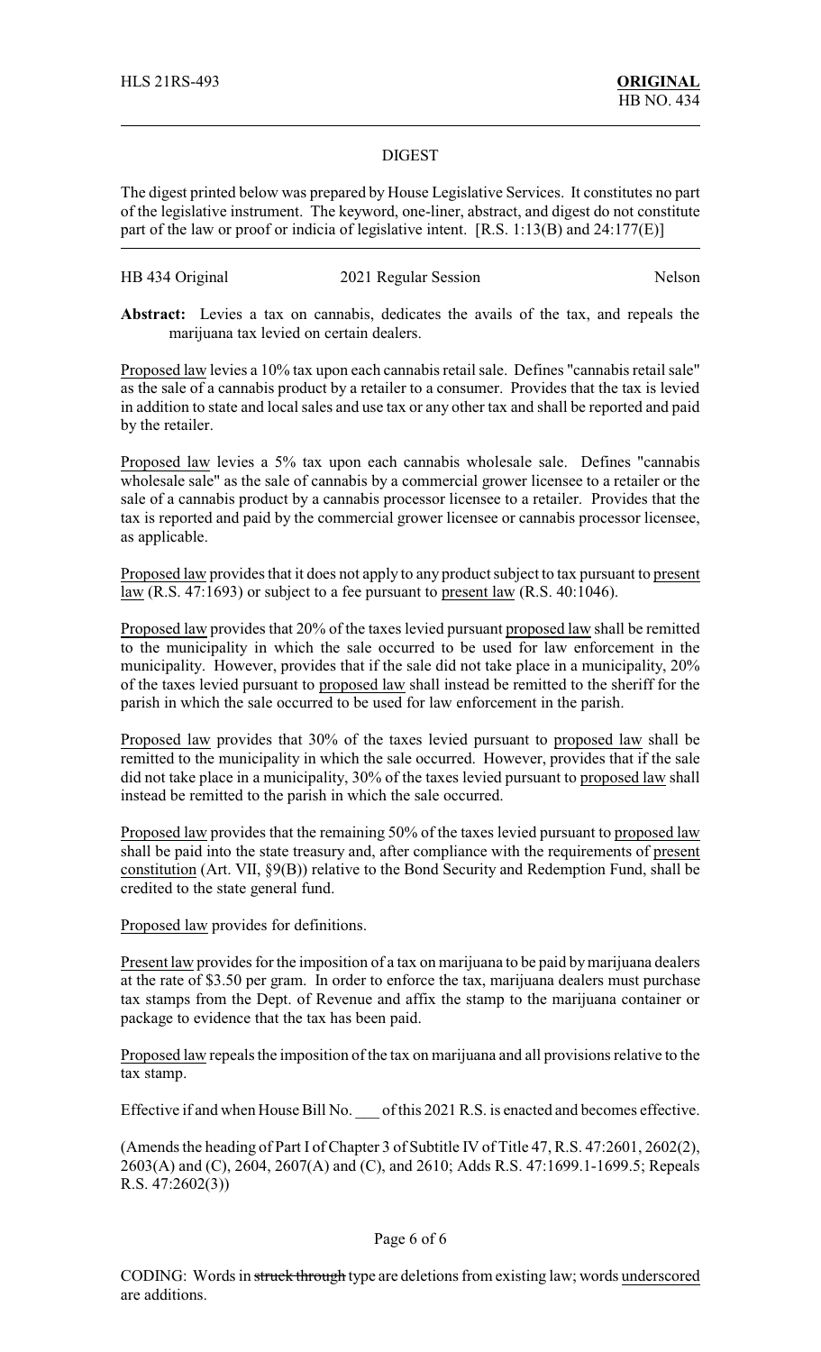HLS 21RS-493 **ORIGINAL**
HB NO. 434

## DIGEST

The digest printed below was prepared by House Legislative Services. It constitutes no part of the legislative instrument. The keyword, one-liner, abstract, and digest do not constitute part of the law or proof or indicia of legislative intent. [R.S. 1:13(B) and 24:177(E)]

HB 434 Original 2021 Regular Session Nelson

**Abstract:** Levies a tax on cannabis, dedicates the avails of the tax, and repeals the marijuana tax levied on certain dealers.

Proposed law levies a 10% tax upon each cannabis retail sale. Defines "cannabis retail sale" as the sale of a cannabis product by a retailer to a consumer. Provides that the tax is levied in addition to state and local sales and use tax or any other tax and shall be reported and paid by the retailer.

Proposed law levies a 5% tax upon each cannabis wholesale sale. Defines "cannabis wholesale sale" as the sale of cannabis by a commercial grower licensee to a retailer or the sale of a cannabis product by a cannabis processor licensee to a retailer. Provides that the tax is reported and paid by the commercial grower licensee or cannabis processor licensee, as applicable.

Proposed law provides that it does not apply to any product subject to tax pursuant to present law (R.S. 47:1693) or subject to a fee pursuant to present law (R.S. 40:1046).

Proposed law provides that 20% of the taxes levied pursuant proposed law shall be remitted to the municipality in which the sale occurred to be used for law enforcement in the municipality. However, provides that if the sale did not take place in a municipality, 20% of the taxes levied pursuant to proposed law shall instead be remitted to the sheriff for the parish in which the sale occurred to be used for law enforcement in the parish.

Proposed law provides that 30% of the taxes levied pursuant to proposed law shall be remitted to the municipality in which the sale occurred. However, provides that if the sale did not take place in a municipality, 30% of the taxes levied pursuant to proposed law shall instead be remitted to the parish in which the sale occurred.

Proposed law provides that the remaining 50% of the taxes levied pursuant to proposed law shall be paid into the state treasury and, after compliance with the requirements of present constitution (Art. VII, §9(B)) relative to the Bond Security and Redemption Fund, shall be credited to the state general fund.

Proposed law provides for definitions.

Present law provides for the imposition of a tax on marijuana to be paid by marijuana dealers at the rate of $3.50 per gram. In order to enforce the tax, marijuana dealers must purchase tax stamps from the Dept. of Revenue and affix the stamp to the marijuana container or package to evidence that the tax has been paid.

Proposed law repeals the imposition of the tax on marijuana and all provisions relative to the tax stamp.

Effective if and when House Bill No. ___ of this 2021 R.S. is enacted and becomes effective.

(Amends the heading of Part I of Chapter 3 of Subtitle IV of Title 47, R.S. 47:2601, 2602(2), 2603(A) and (C), 2604, 2607(A) and (C), and 2610; Adds R.S. 47:1699.1-1699.5; Repeals R.S. 47:2602(3))

CODING: Words in ~~struck through~~ type are deletions from existing law; words underscored are additions.